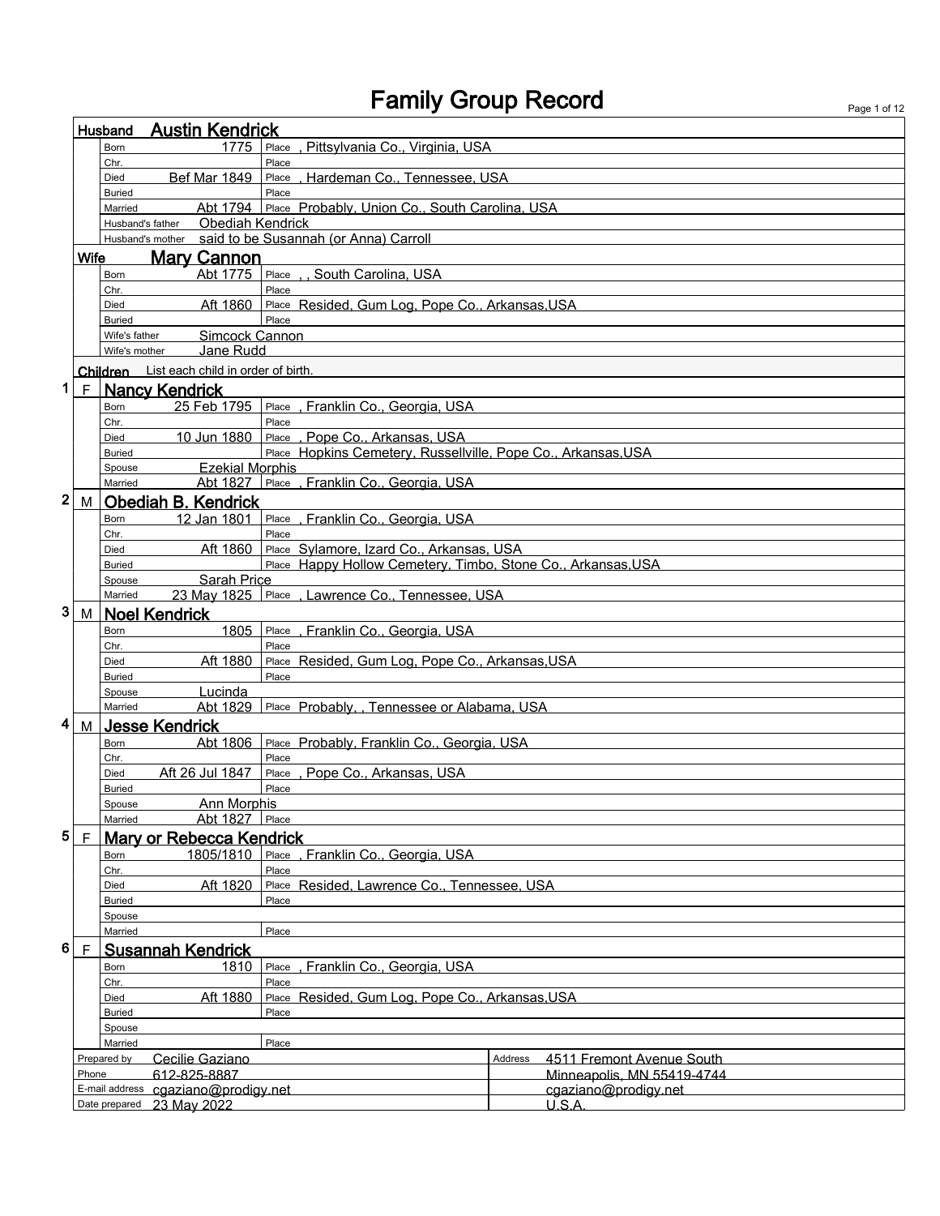# Family Group Record

## Husband: Austin Kendrick

| | | |
|---|---|---|
| Born | 1775 | Place , Pittsylvania Co., Virginia, USA |
| Chr. | | Place |
| Died | Bef Mar 1849 | Place , Hardeman Co., Tennessee, USA |
| Buried | | Place |
| Married | Abt 1794 | Place Probably, Union Co., South Carolina, USA |
| Husband's father | Obediah Kendrick | |
| Husband's mother | said to be Susannah (or Anna) Carroll | |

## Wife: Mary Cannon

| | | |
|---|---|---|
| Born | Abt 1775 | Place , , South Carolina, USA |
| Chr. | | Place |
| Died | Aft 1860 | Place Resided, Gum Log, Pope Co., Arkansas,USA |
| Buried | | Place |
| Wife's father | Simcock Cannon | |
| Wife's mother | Jane Rudd | |

## Children

List each child in order of birth.

### 1 F Nancy Kendrick

| | | |
|---|---|---|
| Born | 25 Feb 1795 | Place , Franklin Co., Georgia, USA |
| Chr. | | Place |
| Died | 10 Jun 1880 | Place , Pope Co., Arkansas, USA |
| Buried | | Place Hopkins Cemetery, Russellville, Pope Co., Arkansas,USA |
| Spouse | Ezekial Morphis | |
| Married | Abt 1827 | Place , Franklin Co., Georgia, USA |

### 2 M Obediah B. Kendrick

| | | |
|---|---|---|
| Born | 12 Jan 1801 | Place , Franklin Co., Georgia, USA |
| Chr. | | Place |
| Died | Aft 1860 | Place Sylamore, Izard Co., Arkansas, USA |
| Buried | | Place Happy Hollow Cemetery, Timbo, Stone Co., Arkansas,USA |
| Spouse | Sarah Price | |
| Married | 23 May 1825 | Place , Lawrence Co., Tennessee, USA |

### 3 M Noel Kendrick

| | | |
|---|---|---|
| Born | 1805 | Place , Franklin Co., Georgia, USA |
| Chr. | | Place |
| Died | Aft 1880 | Place Resided, Gum Log, Pope Co., Arkansas,USA |
| Buried | | Place |
| Spouse | Lucinda | |
| Married | Abt 1829 | Place Probably, , Tennessee or Alabama, USA |

### 4 M Jesse Kendrick

| | | |
|---|---|---|
| Born | Abt 1806 | Place Probably, Franklin Co., Georgia, USA |
| Chr. | | Place |
| Died | Aft 26 Jul 1847 | Place , Pope Co., Arkansas, USA |
| Buried | | Place |
| Spouse | Ann Morphis | |
| Married | Abt 1827 | Place |

### 5 F Mary or Rebecca Kendrick

| | | |
|---|---|---|
| Born | 1805/1810 | Place , Franklin Co., Georgia, USA |
| Chr. | | Place |
| Died | Aft 1820 | Place Resided, Lawrence Co., Tennessee, USA |
| Buried | | Place |
| Spouse | | |
| Married | | Place |

### 6 F Susannah Kendrick

| | | |
|---|---|---|
| Born | 1810 | Place , Franklin Co., Georgia, USA |
| Chr. | | Place |
| Died | Aft 1880 | Place Resided, Gum Log, Pope Co., Arkansas,USA |
| Buried | | Place |
| Spouse | | |
| Married | | Place |

| | | | |
|---|---|---|---|
| Prepared by | Cecilie Gaziano | Address | 4511 Fremont Avenue South |
| Phone | 612-825-8887 | | Minneapolis, MN 55419-4744 |
| E-mail address | cgaziano@prodigy.net | | cgaziano@prodigy.net |
| Date prepared | 23 May 2022 | | U.S.A. |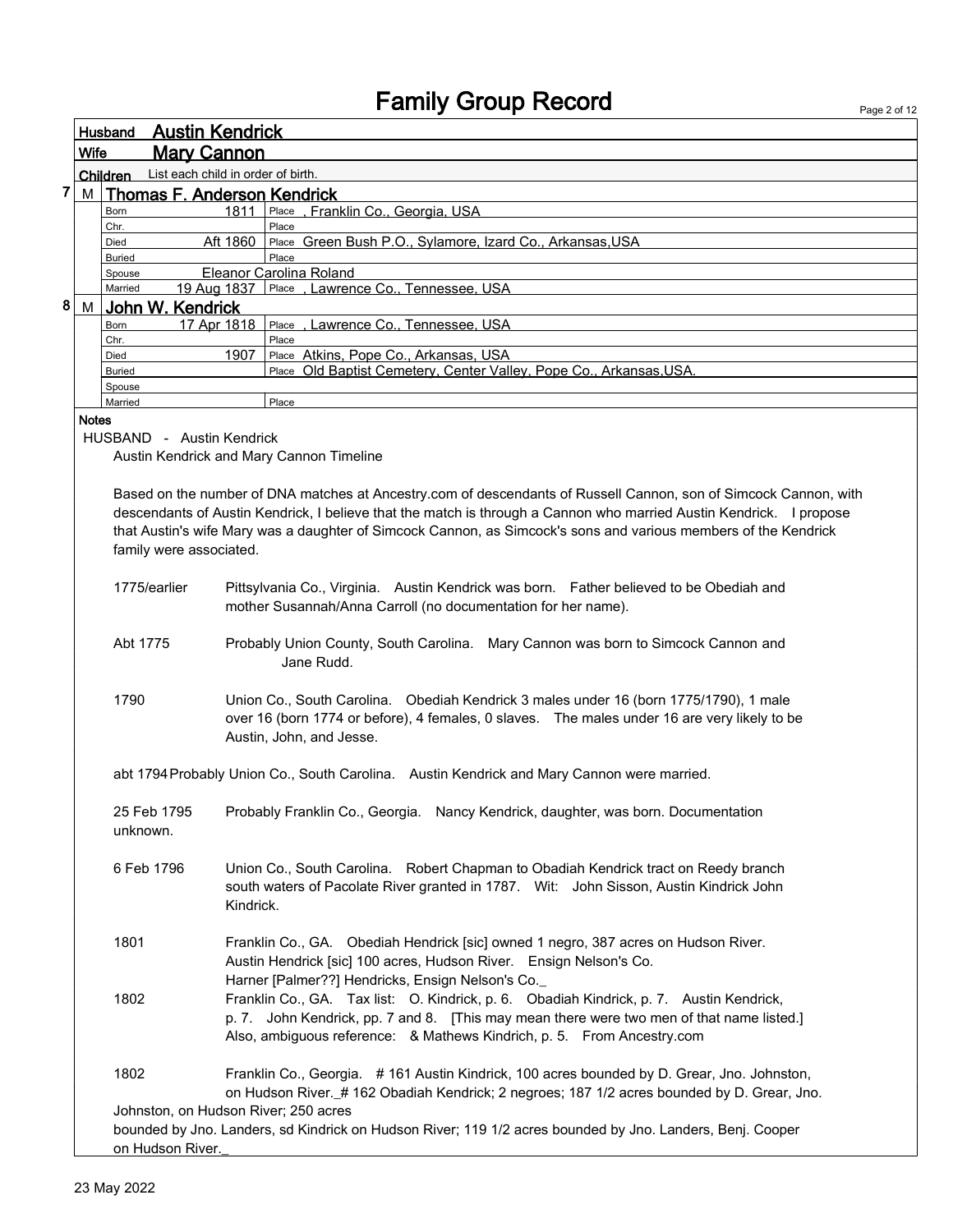# Family Group Record

**Husband** Austin Kendrick

**Wife** Mary Cannon

**Children** List each child in order of birth.

**7** M **Thomas F. Anderson Kendrick**

| | | |
|---|---|---|
| Born | 1811 | Place , Franklin Co., Georgia, USA |
| Chr. | | Place |
| Died | Aft 1860 | Place Green Bush P.O., Sylamore, Izard Co., Arkansas,USA |
| Buried | | Place |
| Spouse | Eleanor Carolina Roland | |
| Married | 19 Aug 1837 | Place , Lawrence Co., Tennessee, USA |

**8** M **John W. Kendrick**

| | | |
|---|---|---|
| Born | 17 Apr 1818 | Place , Lawrence Co., Tennessee, USA |
| Chr. | | Place |
| Died | 1907 | Place Atkins, Pope Co., Arkansas, USA |
| Buried | | Place Old Baptist Cemetery, Center Valley, Pope Co., Arkansas,USA. |
| Spouse | | |
| Married | | Place |

**Notes**

HUSBAND - Austin Kendrick

Austin Kendrick and Mary Cannon Timeline

Based on the number of DNA matches at Ancestry.com of descendants of Russell Cannon, son of Simcock Cannon, with descendants of Austin Kendrick, I believe that the match is through a Cannon who married Austin Kendrick. I propose that Austin's wife Mary was a daughter of Simcock Cannon, as Simcock's sons and various members of the Kendrick family were associated.

1775/earlier Pittsylvania Co., Virginia. Austin Kendrick was born. Father believed to be Obediah and mother Susannah/Anna Carroll (no documentation for her name).

Abt 1775 Probably Union County, South Carolina. Mary Cannon was born to Simcock Cannon and Jane Rudd.

1790 Union Co., South Carolina. Obediah Kendrick 3 males under 16 (born 1775/1790), 1 male over 16 (born 1774 or before), 4 females, 0 slaves. The males under 16 are very likely to be Austin, John, and Jesse.

abt 1794 Probably Union Co., South Carolina. Austin Kendrick and Mary Cannon were married.

25 Feb 1795 Probably Franklin Co., Georgia. Nancy Kendrick, daughter, was born. Documentation unknown.

6 Feb 1796 Union Co., South Carolina. Robert Chapman to Obadiah Kendrick tract on Reedy branch south waters of Pacolate River granted in 1787. Wit: John Sisson, Austin Kindrick John Kindrick.

1801 Franklin Co., GA. Obediah Hendrick [sic] owned 1 negro, 387 acres on Hudson River. Austin Hendrick [sic] 100 acres, Hudson River. Ensign Nelson's Co. Harner [Palmer??] Hendricks, Ensign Nelson's Co._

1802 Franklin Co., GA. Tax list: O. Kindrick, p. 6. Obadiah Kindrick, p. 7. Austin Kendrick, p. 7. John Kendrick, pp. 7 and 8. [This may mean there were two men of that name listed.] Also, ambiguous reference: & Mathews Kindrich, p. 5. From Ancestry.com

1802 Franklin Co., Georgia. # 161 Austin Kindrick, 100 acres bounded by D. Grear, Jno. Johnston, on Hudson River._# 162 Obadiah Kendrick; 2 negroes; 187 1/2 acres bounded by D. Grear, Jno. Johnston, on Hudson River; 250 acres bounded by Jno. Landers, sd Kindrick on Hudson River; 119 1/2 acres bounded by Jno. Landers, Benj. Cooper on Hudson River._

23 May 2022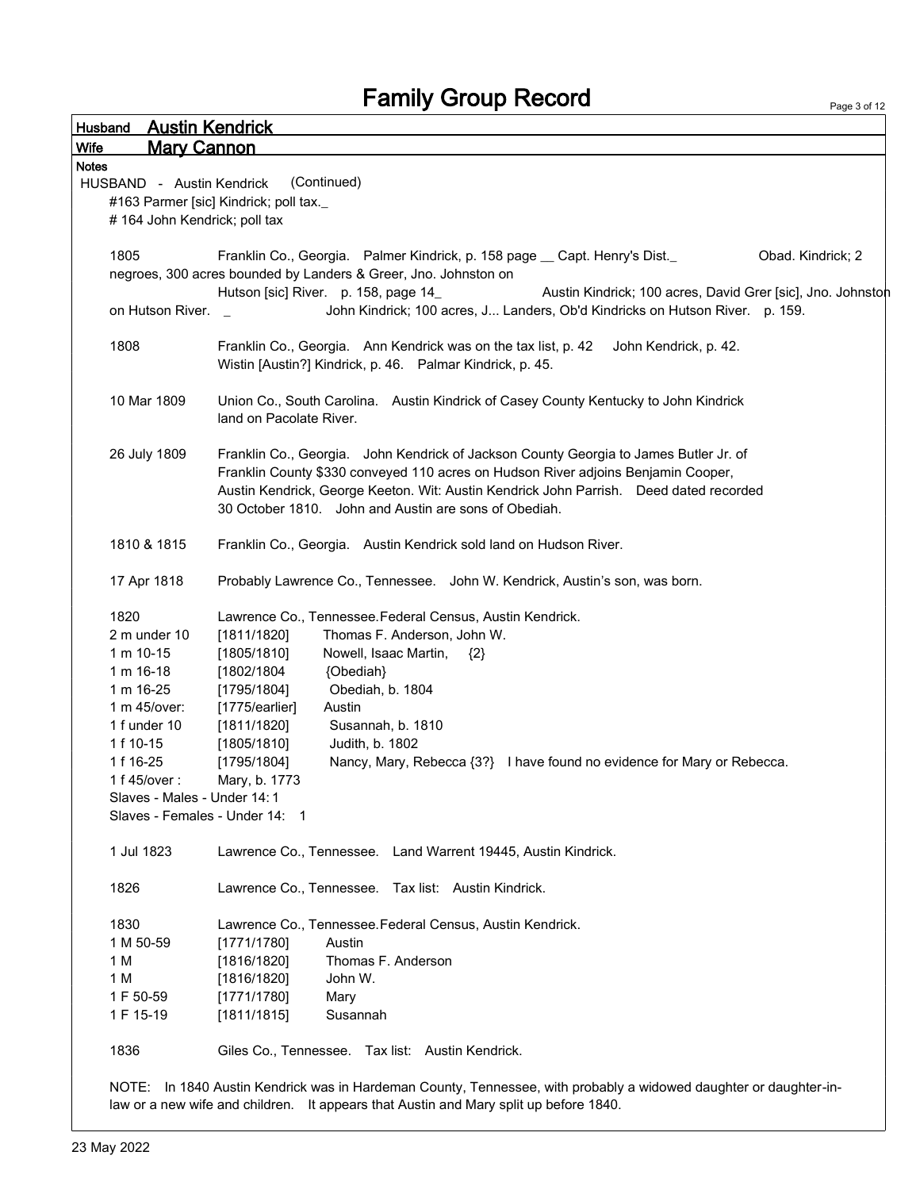# Family Group Record

**Husband** Austin Kendrick

**Wife** Mary Cannon

**Notes**

HUSBAND - Austin Kendrick (Continued)

#163 Parmer [sic] Kindrick; poll tax._

# 164 John Kendrick; poll tax

1805 Franklin Co., Georgia. Palmer Kindrick, p. 158 page __ Capt. Henry's Dist._ Obad. Kindrick; 2 negroes, 300 acres bounded by Landers & Greer, Jno. Johnston on Hutson [sic] River. p. 158, page 14_ Austin Kindrick; 100 acres, David Grer [sic], Jno. Johnston on Hutson River. _ John Kindrick; 100 acres, J... Landers, Ob'd Kindricks on Hutson River. p. 159.

1808 Franklin Co., Georgia. Ann Kendrick was on the tax list, p. 42 John Kendrick, p. 42. Wistin [Austin?] Kindrick, p. 46. Palmar Kindrick, p. 45.

10 Mar 1809 Union Co., South Carolina. Austin Kindrick of Casey County Kentucky to John Kindrick land on Pacolate River.

26 July 1809 Franklin Co., Georgia. John Kendrick of Jackson County Georgia to James Butler Jr. of Franklin County $330 conveyed 110 acres on Hudson River adjoins Benjamin Cooper, Austin Kendrick, George Keeton. Wit: Austin Kendrick John Parrish. Deed dated recorded 30 October 1810. John and Austin are sons of Obediah.

1810 & 1815 Franklin Co., Georgia. Austin Kendrick sold land on Hudson River.

17 Apr 1818 Probably Lawrence Co., Tennessee. John W. Kendrick, Austin's son, was born.

1820 Lawrence Co., Tennessee. Federal Census, Austin Kendrick.

| | | |
|---|---|---|
| 2 m under 10 | [1811/1820] | Thomas F. Anderson, John W. |
| 1 m 10-15 | [1805/1810] | Nowell, Isaac Martin, {2} |
| 1 m 16-18 | [1802/1804 | {Obediah} |
| 1 m 16-25 | [1795/1804] | Obediah, b. 1804 |
| 1 m 45/over: | [1775/earlier] | Austin |
| 1 f under 10 | [1811/1820] | Susannah, b. 1810 |
| 1 f 10-15 | [1805/1810] | Judith, b. 1802 |
| 1 f 16-25 | [1795/1804] | Nancy, Mary, Rebecca {3?} I have found no evidence for Mary or Rebecca. |
| 1 f 45/over : | Mary, b. 1773 | |

Slaves - Males - Under 14: 1

Slaves - Females - Under 14: 1

1 Jul 1823 Lawrence Co., Tennessee. Land Warrent 19445, Austin Kindrick.

1826 Lawrence Co., Tennessee. Tax list: Austin Kindrick.

1830 Lawrence Co., Tennessee. Federal Census, Austin Kendrick.

| | | |
|---|---|---|
| 1 M 50-59 | [1771/1780] | Austin |
| 1 M | [1816/1820] | Thomas F. Anderson |
| 1 M | [1816/1820] | John W. |
| 1 F 50-59 | [1771/1780] | Mary |
| 1 F 15-19 | [1811/1815] | Susannah |

1836 Giles Co., Tennessee. Tax list: Austin Kendrick.

NOTE: In 1840 Austin Kendrick was in Hardeman County, Tennessee, with probably a widowed daughter or daughter-in-law or a new wife and children. It appears that Austin and Mary split up before 1840.

23 May 2022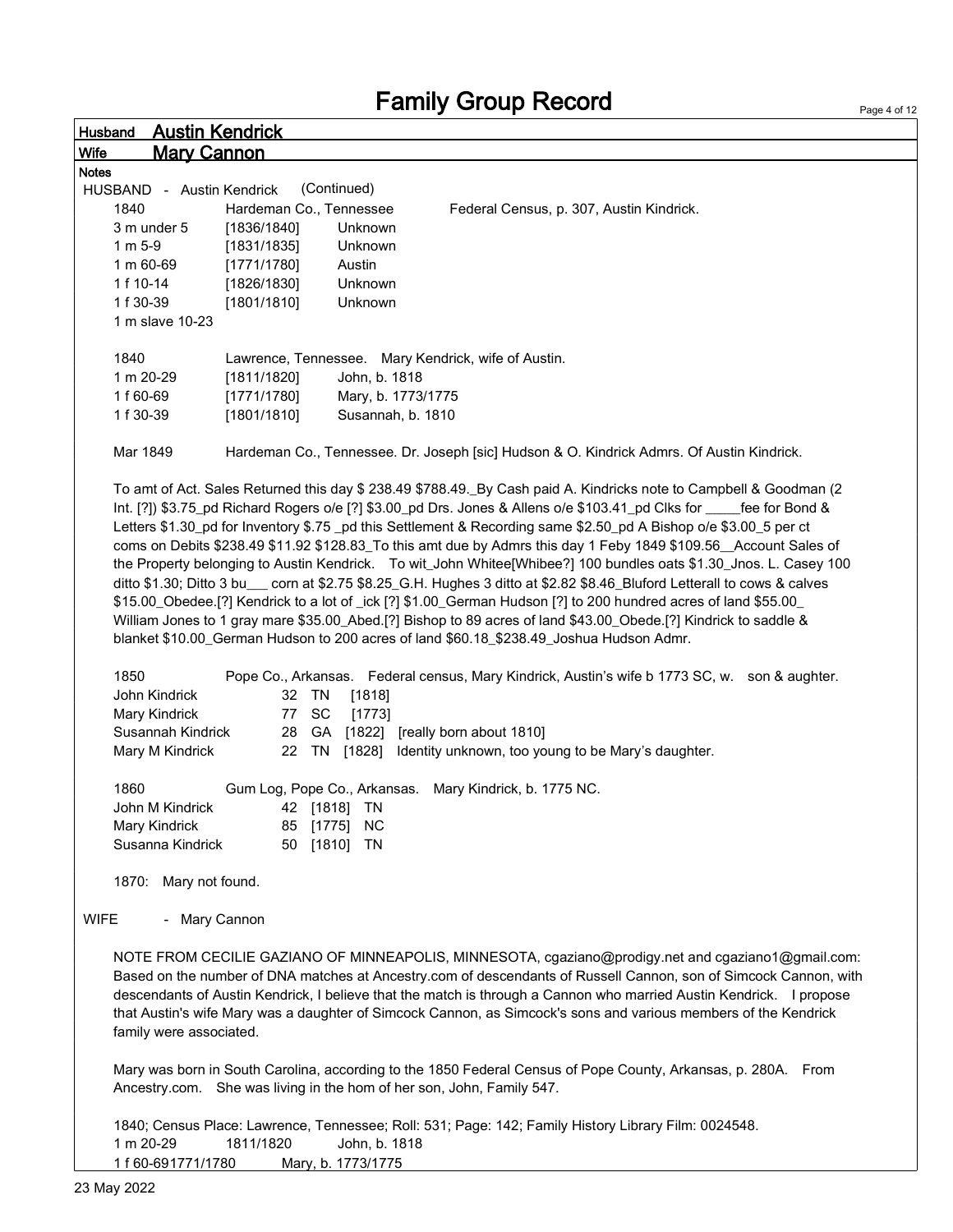# Family Group Record

**Husband** Austin Kendrick

**Wife** Mary Cannon

**Notes**

HUSBAND - Austin Kendrick (Continued)

1840 Hardeman Co., Tennessee Federal Census, p. 307, Austin Kindrick.

| | | |
|---|---|---|
| 3 m under 5 | [1836/1840] | Unknown |
| 1 m 5-9 | [1831/1835] | Unknown |
| 1 m 60-69 | [1771/1780] | Austin |
| 1 f 10-14 | [1826/1830] | Unknown |
| 1 f 30-39 | [1801/1810] | Unknown |
| 1 m slave 10-23 | | |

1840 Lawrence, Tennessee. Mary Kendrick, wife of Austin.

| | | |
|---|---|---|
| 1 m 20-29 | [1811/1820] | John, b. 1818 |
| 1 f 60-69 | [1771/1780] | Mary, b. 1773/1775 |
| 1 f 30-39 | [1801/1810] | Susannah, b. 1810 |

Mar 1849 Hardeman Co., Tennessee. Dr. Joseph [sic] Hudson & O. Kindrick Admrs. Of Austin Kindrick.

To amt of Act. Sales Returned this day $ 238.49 $788.49._By Cash paid A. Kindricks note to Campbell & Goodman (2 Int. [?]) $3.75_pd Richard Rogers o/e [?] $3.00_pd Drs. Jones & Allens o/e $103.41_pd Clks for _____fee for Bond & Letters $1.30_pd for Inventory $.75 _pd this Settlement & Recording same $2.50_pd A Bishop o/e $3.00_5 per ct coms on Debits $238.49 $11.92 $128.83_To this amt due by Admrs this day 1 Feby 1849 $109.56__Account Sales of the Property belonging to Austin Kendrick. To wit_John Whitee[Whibee?] 100 bundles oats $1.30_Jnos. L. Casey 100 ditto $1.30; Ditto 3 bu___ corn at $2.75 $8.25_G.H. Hughes 3 ditto at $2.82 $8.46_Bluford Letterall to cows & calves $15.00_Obedee.[?] Kendrick to a lot of _ick [?] $1.00_German Hudson [?] to 200 hundred acres of land $55.00_ William Jones to 1 gray mare $35.00_Abed.[?] Bishop to 89 acres of land $43.00_Obede.[?] Kindrick to saddle & blanket $10.00_German Hudson to 200 acres of land $60.18_$238.49_Joshua Hudson Admr.

1850 Pope Co., Arkansas. Federal census, Mary Kindrick, Austin's wife b 1773 SC, w. son & aughter.

| | | | | |
|---|---|---|---|---|
| John Kindrick | 32 | TN | [1818] | |
| Mary Kindrick | 77 | SC | [1773] | |
| Susannah Kindrick | 28 | GA | [1822] | [really born about 1810] |
| Mary M Kindrick | 22 | TN | [1828] | Identity unknown, too young to be Mary's daughter. |

1860 Gum Log, Pope Co., Arkansas. Mary Kindrick, b. 1775 NC.

| | | | |
|---|---|---|---|
| John M Kindrick | 42 | [1818] | TN |
| Mary Kindrick | 85 | [1775] | NC |
| Susanna Kindrick | 50 | [1810] | TN |

1870: Mary not found.

WIFE - Mary Cannon

NOTE FROM CECILIE GAZIANO OF MINNEAPOLIS, MINNESOTA, cgaziano@prodigy.net and cgaziano1@gmail.com: Based on the number of DNA matches at Ancestry.com of descendants of Russell Cannon, son of Simcock Cannon, with descendants of Austin Kendrick, I believe that the match is through a Cannon who married Austin Kendrick. I propose that Austin's wife Mary was a daughter of Simcock Cannon, as Simcock's sons and various members of the Kendrick family were associated.

Mary was born in South Carolina, according to the 1850 Federal Census of Pope County, Arkansas, p. 280A. From Ancestry.com. She was living in the hom of her son, John, Family 547.

1840; Census Place: Lawrence, Tennessee; Roll: 531; Page: 142; Family History Library Film: 0024548.

| | | |
|---|---|---|
| 1 m 20-29 | 1811/1820 | John, b. 1818 |
| 1 f 60-69 | 1771/1780 | Mary, b. 1773/1775 |

23 May 2022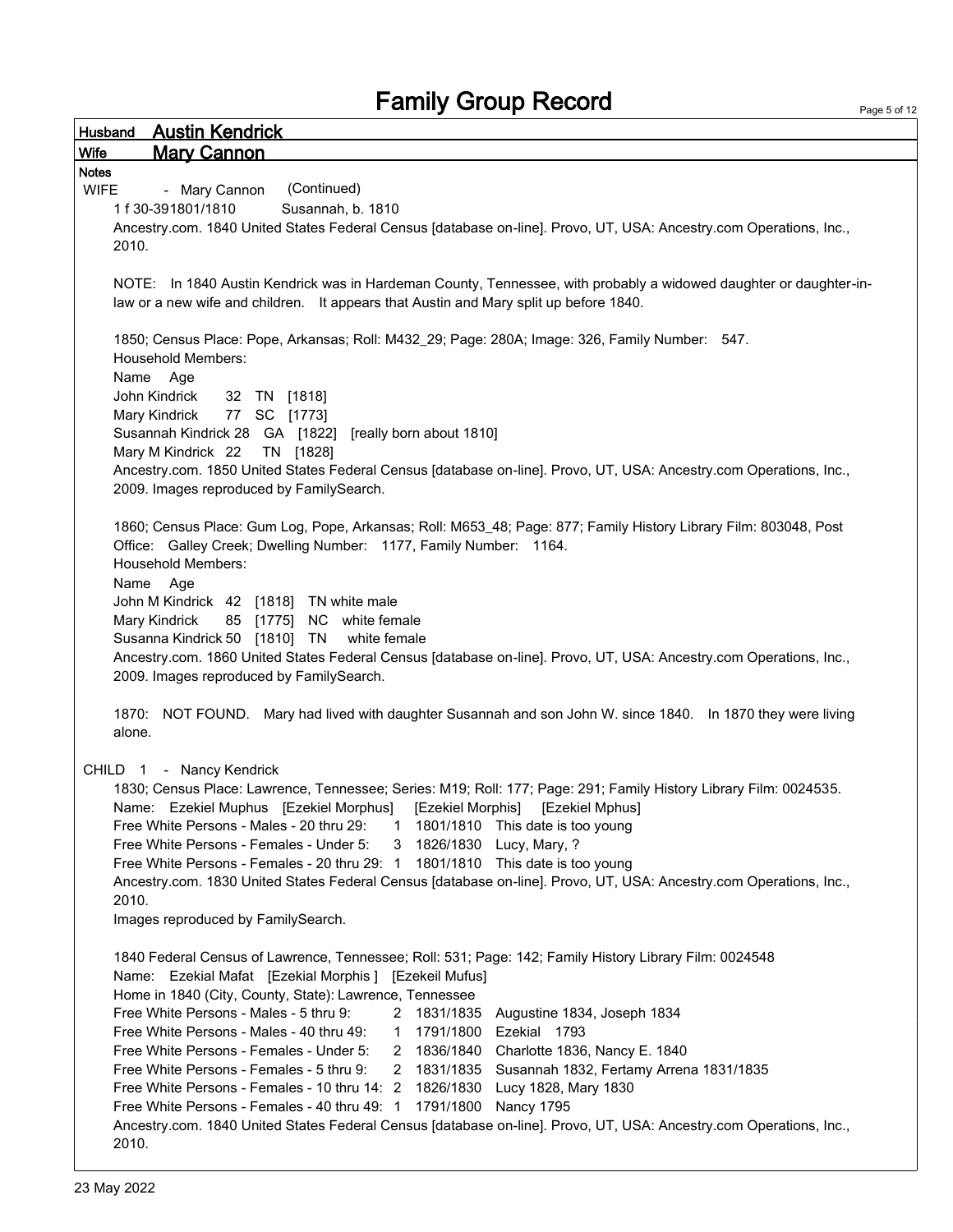# Family Group Record

**Husband** Austin Kendrick

**Wife** Mary Cannon

**Notes**

WIFE - Mary Cannon (Continued)

1 f 30-391801/1810 Susannah, b. 1810

Ancestry.com. 1840 United States Federal Census [database on-line]. Provo, UT, USA: Ancestry.com Operations, Inc., 2010.

NOTE: In 1840 Austin Kendrick was in Hardeman County, Tennessee, with probably a widowed daughter or daughter-in-law or a new wife and children. It appears that Austin and Mary split up before 1840.

1850; Census Place: Pope, Arkansas; Roll: M432_29; Page: 280A; Image: 326, Family Number: 547.
Household Members:
Name Age
John Kindrick 32 TN [1818]
Mary Kindrick 77 SC [1773]
Susannah Kindrick 28 GA [1822] [really born about 1810]
Mary M Kindrick 22 TN [1828]
Ancestry.com. 1850 United States Federal Census [database on-line]. Provo, UT, USA: Ancestry.com Operations, Inc., 2009. Images reproduced by FamilySearch.

1860; Census Place: Gum Log, Pope, Arkansas; Roll: M653_48; Page: 877; Family History Library Film: 803048, Post Office: Galley Creek; Dwelling Number: 1177, Family Number: 1164.
Household Members:
Name Age
John M Kindrick 42 [1818] TN white male
Mary Kindrick 85 [1775] NC white female
Susanna Kindrick 50 [1810] TN white female
Ancestry.com. 1860 United States Federal Census [database on-line]. Provo, UT, USA: Ancestry.com Operations, Inc., 2009. Images reproduced by FamilySearch.

1870: NOT FOUND. Mary had lived with daughter Susannah and son John W. since 1840. In 1870 they were living alone.

CHILD 1 - Nancy Kendrick

1830; Census Place: Lawrence, Tennessee; Series: M19; Roll: 177; Page: 291; Family History Library Film: 0024535.
Name: Ezekiel Muphus [Ezekiel Morphus] [Ezekiel Morphis] [Ezekiel Mphus]
Free White Persons - Males - 20 thru 29: 1 1801/1810 This date is too young
Free White Persons - Females - Under 5: 3 1826/1830 Lucy, Mary, ?
Free White Persons - Females - 20 thru 29: 1 1801/1810 This date is too young
Ancestry.com. 1830 United States Federal Census [database on-line]. Provo, UT, USA: Ancestry.com Operations, Inc., 2010.
Images reproduced by FamilySearch.

1840 Federal Census of Lawrence, Tennessee; Roll: 531; Page: 142; Family History Library Film: 0024548
Name: Ezekial Mafat [Ezekial Morphis ] [Ezekeil Mufus]
Home in 1840 (City, County, State): Lawrence, Tennessee
Free White Persons - Males - 5 thru 9: 2 1831/1835 Augustine 1834, Joseph 1834
Free White Persons - Males - 40 thru 49: 1 1791/1800 Ezekial 1793
Free White Persons - Females - Under 5: 2 1836/1840 Charlotte 1836, Nancy E. 1840
Free White Persons - Females - 5 thru 9: 2 1831/1835 Susannah 1832, Fertamy Arrena 1831/1835
Free White Persons - Females - 10 thru 14: 2 1826/1830 Lucy 1828, Mary 1830
Free White Persons - Females - 40 thru 49: 1 1791/1800 Nancy 1795
Ancestry.com. 1840 United States Federal Census [database on-line]. Provo, UT, USA: Ancestry.com Operations, Inc., 2010.

23 May 2022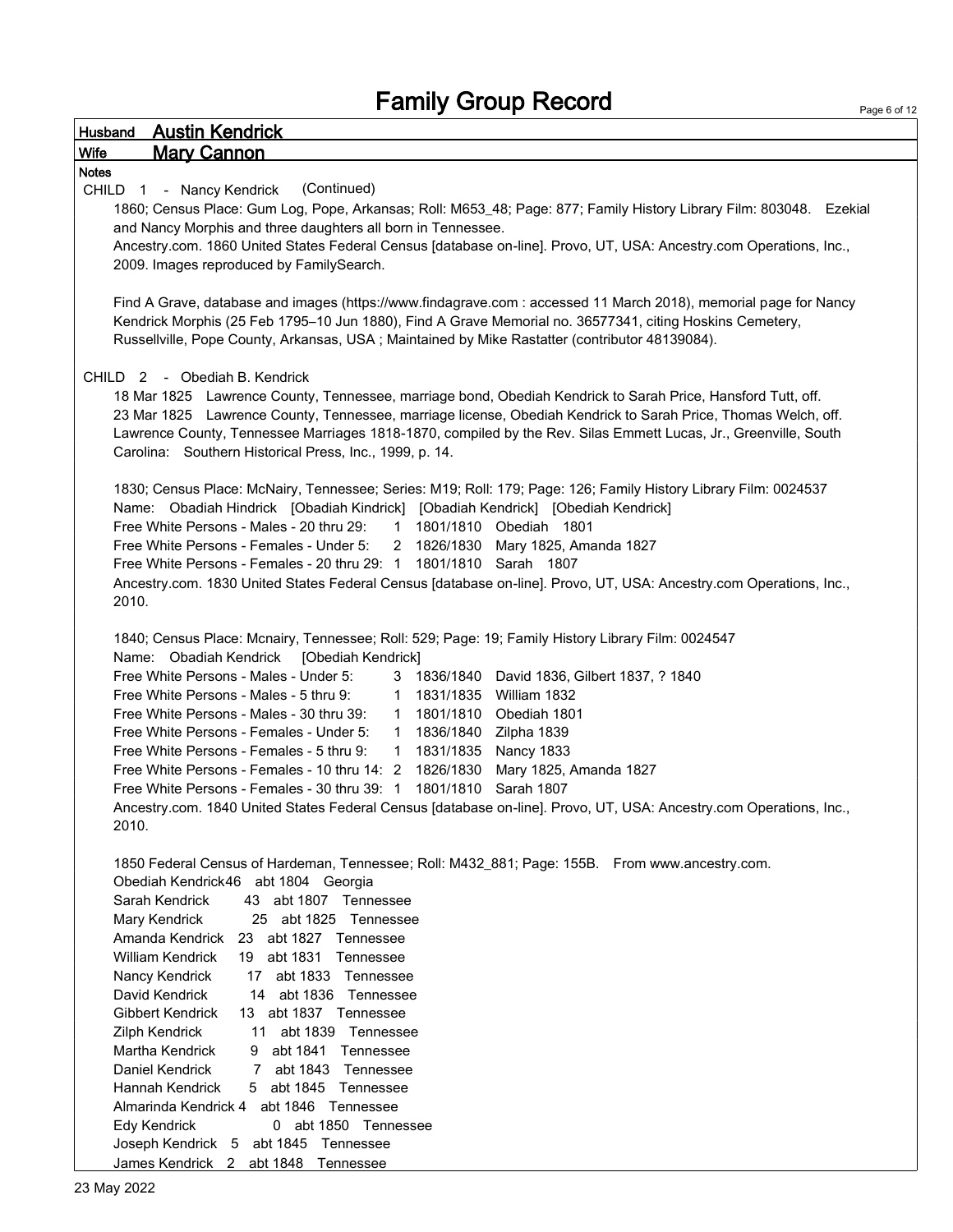# Family Group Record

**Husband** **Austin Kendrick**

**Wife** **Mary Cannon**

**Notes**

CHILD 1 - Nancy Kendrick (Continued)

1860; Census Place: Gum Log, Pope, Arkansas; Roll: M653_48; Page: 877; Family History Library Film: 803048. Ezekial and Nancy Morphis and three daughters all born in Tennessee.
Ancestry.com. 1860 United States Federal Census [database on-line]. Provo, UT, USA: Ancestry.com Operations, Inc., 2009. Images reproduced by FamilySearch.

Find A Grave, database and images (https://www.findagrave.com : accessed 11 March 2018), memorial page for Nancy Kendrick Morphis (25 Feb 1795–10 Jun 1880), Find A Grave Memorial no. 36577341, citing Hoskins Cemetery, Russellville, Pope County, Arkansas, USA ; Maintained by Mike Rastatter (contributor 48139084).

CHILD 2 - Obediah B. Kendrick

18 Mar 1825 Lawrence County, Tennessee, marriage bond, Obediah Kendrick to Sarah Price, Hansford Tutt, off.
23 Mar 1825 Lawrence County, Tennessee, marriage license, Obediah Kendrick to Sarah Price, Thomas Welch, off.
Lawrence County, Tennessee Marriages 1818-1870, compiled by the Rev. Silas Emmett Lucas, Jr., Greenville, South Carolina: Southern Historical Press, Inc., 1999, p. 14.

1830; Census Place: McNairy, Tennessee; Series: M19; Roll: 179; Page: 126; Family History Library Film: 0024537
Name: Obadiah Hindrick [Obadiah Kindrick] [Obadiah Kendrick] [Obediah Kendrick]
Free White Persons - Males - 20 thru 29: 1 1801/1810 Obediah 1801
Free White Persons - Females - Under 5: 2 1826/1830 Mary 1825, Amanda 1827
Free White Persons - Females - 20 thru 29: 1 1801/1810 Sarah 1807
Ancestry.com. 1830 United States Federal Census [database on-line]. Provo, UT, USA: Ancestry.com Operations, Inc., 2010.

1840; Census Place: Mcnairy, Tennessee; Roll: 529; Page: 19; Family History Library Film: 0024547
Name: Obadiah Kendrick [Obediah Kendrick]
Free White Persons - Males - Under 5: 3 1836/1840 David 1836, Gilbert 1837, ? 1840
Free White Persons - Males - 5 thru 9: 1 1831/1835 William 1832
Free White Persons - Males - 30 thru 39: 1 1801/1810 Obediah 1801
Free White Persons - Females - Under 5: 1 1836/1840 Zilpha 1839
Free White Persons - Females - 5 thru 9: 1 1831/1835 Nancy 1833
Free White Persons - Females - 10 thru 14: 2 1826/1830 Mary 1825, Amanda 1827
Free White Persons - Females - 30 thru 39: 1 1801/1810 Sarah 1807
Ancestry.com. 1840 United States Federal Census [database on-line]. Provo, UT, USA: Ancestry.com Operations, Inc., 2010.

1850 Federal Census of Hardeman, Tennessee; Roll: M432_881; Page: 155B. From www.ancestry.com.
Obediah Kendrick46 abt 1804 Georgia
Sarah Kendrick 43 abt 1807 Tennessee
Mary Kendrick 25 abt 1825 Tennessee
Amanda Kendrick 23 abt 1827 Tennessee
William Kendrick 19 abt 1831 Tennessee
Nancy Kendrick 17 abt 1833 Tennessee
David Kendrick 14 abt 1836 Tennessee
Gibbert Kendrick 13 abt 1837 Tennessee
Zilph Kendrick 11 abt 1839 Tennessee
Martha Kendrick 9 abt 1841 Tennessee
Daniel Kendrick 7 abt 1843 Tennessee
Hannah Kendrick 5 abt 1845 Tennessee
Almarinda Kendrick 4 abt 1846 Tennessee
Edy Kendrick 0 abt 1850 Tennessee
Joseph Kendrick 5 abt 1845 Tennessee
James Kendrick 2 abt 1848 Tennessee

23 May 2022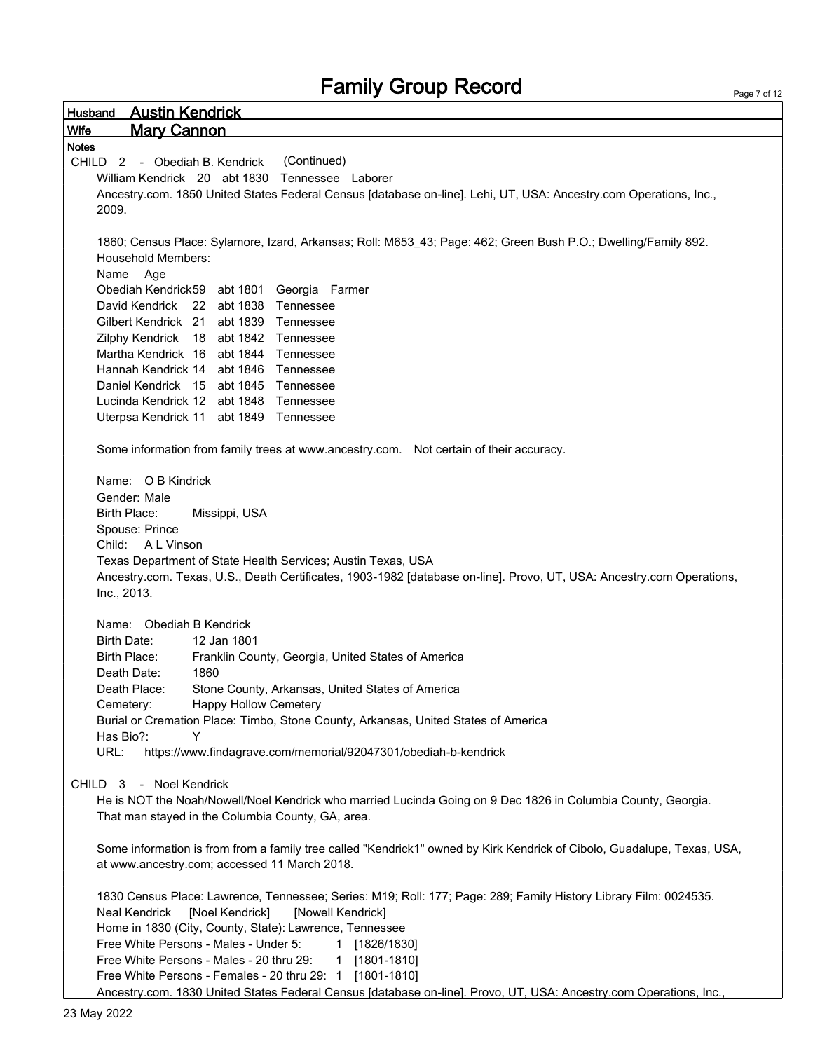# Family Group Record

**Husband** Austin Kendrick

**Wife** Mary Cannon

**Notes**

CHILD 2 - Obediah B. Kendrick (Continued)

William Kendrick 20 abt 1830 Tennessee Laborer

Ancestry.com. 1850 United States Federal Census [database on-line]. Lehi, UT, USA: Ancestry.com Operations, Inc., 2009.

1860; Census Place: Sylamore, Izard, Arkansas; Roll: M653_43; Page: 462; Green Bush P.O.; Dwelling/Family 892.

Household Members:

| Name | Age | | | |
|---|---|---|---|---|
| Obediah Kendrick | 59 | abt 1801 | Georgia | Farmer |
| David Kendrick | 22 | abt 1838 | Tennessee | |
| Gilbert Kendrick | 21 | abt 1839 | Tennessee | |
| Zilphy Kendrick | 18 | abt 1842 | Tennessee | |
| Martha Kendrick | 16 | abt 1844 | Tennessee | |
| Hannah Kendrick | 14 | abt 1846 | Tennessee | |
| Daniel Kendrick | 15 | abt 1845 | Tennessee | |
| Lucinda Kendrick | 12 | abt 1848 | Tennessee | |
| Uterpsa Kendrick | 11 | abt 1849 | Tennessee | |

Some information from family trees at www.ancestry.com. Not certain of their accuracy.

Name: O B Kindrick
Gender: Male
Birth Place: Missippi, USA
Spouse: Prince
Child: A L Vinson
Texas Department of State Health Services; Austin Texas, USA
Ancestry.com. Texas, U.S., Death Certificates, 1903-1982 [database on-line]. Provo, UT, USA: Ancestry.com Operations, Inc., 2013.

Name: Obediah B Kendrick
Birth Date: 12 Jan 1801
Birth Place: Franklin County, Georgia, United States of America
Death Date: 1860
Death Place: Stone County, Arkansas, United States of America
Cemetery: Happy Hollow Cemetery
Burial or Cremation Place: Timbo, Stone County, Arkansas, United States of America
Has Bio?: Y
URL: https://www.findagrave.com/memorial/92047301/obediah-b-kendrick

CHILD 3 - Noel Kendrick

He is NOT the Noah/Nowell/Noel Kendrick who married Lucinda Going on 9 Dec 1826 in Columbia County, Georgia. That man stayed in the Columbia County, GA, area.

Some information is from from a family tree called "Kendrick1" owned by Kirk Kendrick of Cibolo, Guadalupe, Texas, USA, at www.ancestry.com; accessed 11 March 2018.

1830 Census Place: Lawrence, Tennessee; Series: M19; Roll: 177; Page: 289; Family History Library Film: 0024535.
Neal Kendrick [Noel Kendrick] [Nowell Kendrick]
Home in 1830 (City, County, State): Lawrence, Tennessee
Free White Persons - Males - Under 5: 1 [1826/1830]
Free White Persons - Males - 20 thru 29: 1 [1801-1810]
Free White Persons - Females - 20 thru 29: 1 [1801-1810]
Ancestry.com. 1830 United States Federal Census [database on-line]. Provo, UT, USA: Ancestry.com Operations, Inc.,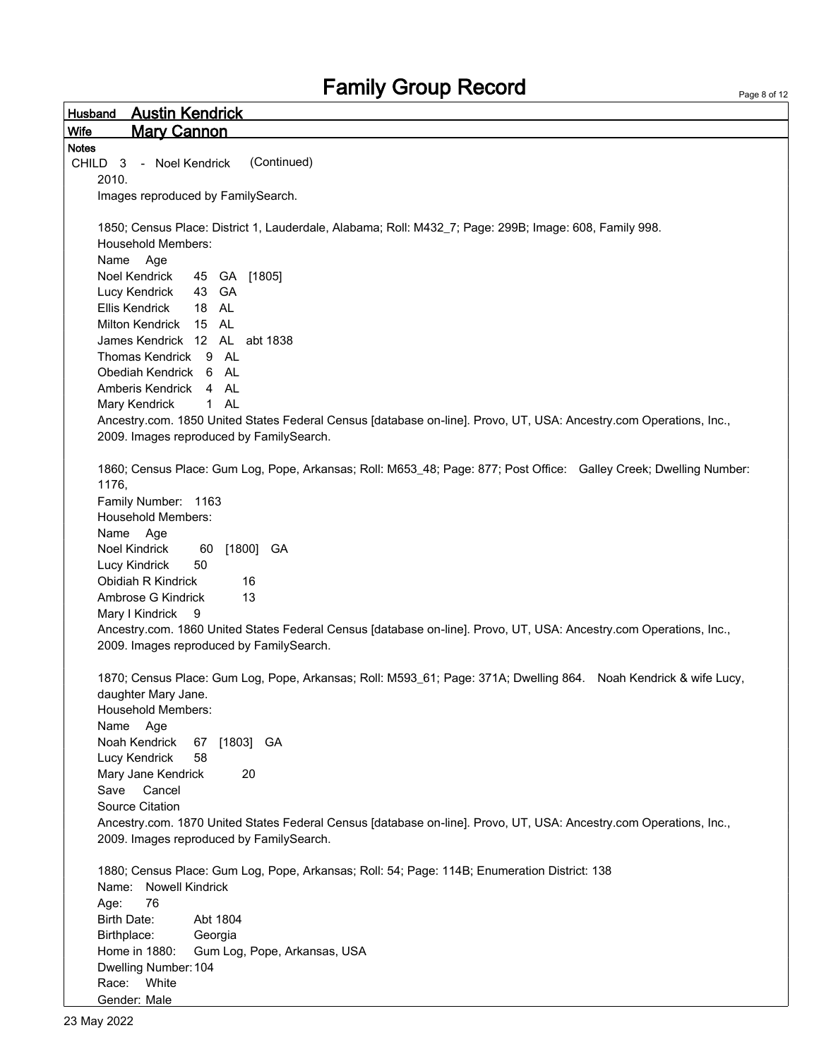# Family Group Record

**Husband** **Austin Kendrick**

**Wife** **Mary Cannon**

**Notes**

CHILD 3 - Noel Kendrick (Continued)

2010.

Images reproduced by FamilySearch.

1850; Census Place: District 1, Lauderdale, Alabama; Roll: M432_7; Page: 299B; Image: 608, Family 998.

Household Members:

Name Age

Noel Kendrick 45 GA [1805]

Lucy Kendrick 43 GA

Ellis Kendrick 18 AL

Milton Kendrick 15 AL

James Kendrick 12 AL abt 1838

Thomas Kendrick 9 AL

Obediah Kendrick 6 AL

Amberis Kendrick 4 AL

Mary Kendrick 1 AL

Ancestry.com. 1850 United States Federal Census [database on-line]. Provo, UT, USA: Ancestry.com Operations, Inc., 2009. Images reproduced by FamilySearch.

1860; Census Place: Gum Log, Pope, Arkansas; Roll: M653_48; Page: 877; Post Office: Galley Creek; Dwelling Number: 1176,

Family Number: 1163

Household Members:

Name Age

Noel Kindrick 60 [1800] GA

Lucy Kindrick 50

Obidiah R Kindrick 16

Ambrose G Kindrick 13

Mary I Kindrick 9

Ancestry.com. 1860 United States Federal Census [database on-line]. Provo, UT, USA: Ancestry.com Operations, Inc., 2009. Images reproduced by FamilySearch.

1870; Census Place: Gum Log, Pope, Arkansas; Roll: M593_61; Page: 371A; Dwelling 864. Noah Kendrick & wife Lucy, daughter Mary Jane.

Household Members:

Name Age

Noah Kendrick 67 [1803] GA

Lucy Kendrick 58

Mary Jane Kendrick 20

Save Cancel

Source Citation

Ancestry.com. 1870 United States Federal Census [database on-line]. Provo, UT, USA: Ancestry.com Operations, Inc., 2009. Images reproduced by FamilySearch.

1880; Census Place: Gum Log, Pope, Arkansas; Roll: 54; Page: 114B; Enumeration District: 138

Name: Nowell Kindrick

Age: 76

Birth Date: Abt 1804

Birthplace: Georgia

Home in 1880: Gum Log, Pope, Arkansas, USA

Dwelling Number: 104

Race: White

Gender: Male

23 May 2022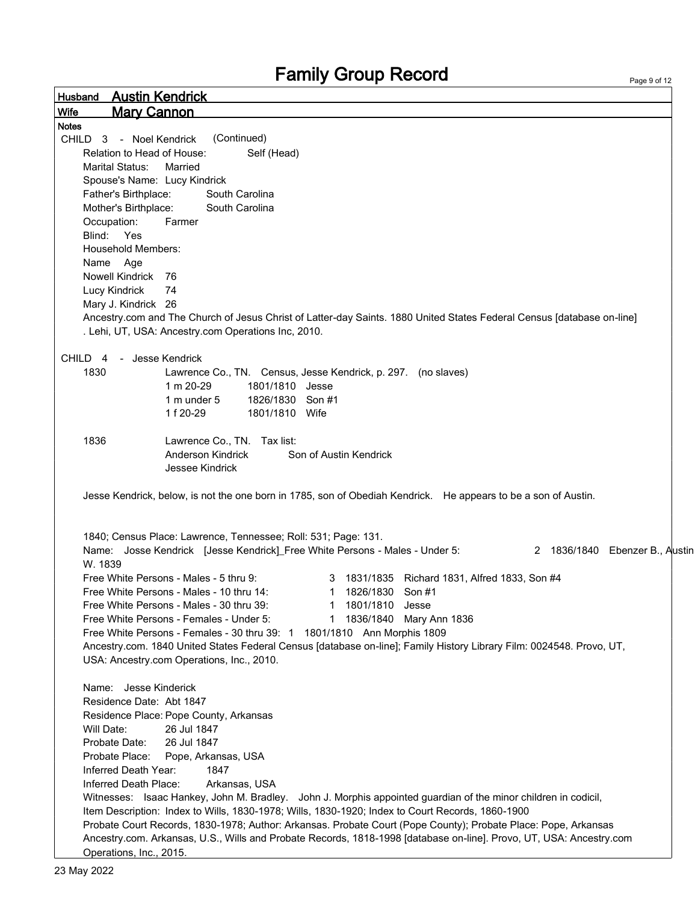# Family Group Record

**Husband** Austin Kendrick

**Wife** Mary Cannon

**Notes**

CHILD 3 - Noel Kendrick (Continued)

Relation to Head of House: Self (Head)
Marital Status: Married
Spouse's Name: Lucy Kindrick
Father's Birthplace: South Carolina
Mother's Birthplace: South Carolina
Occupation: Farmer
Blind: Yes
Household Members:
Name Age
Nowell Kindrick 76
Lucy Kindrick 74
Mary J. Kindrick 26
Ancestry.com and The Church of Jesus Christ of Latter-day Saints. 1880 United States Federal Census [database on-line] . Lehi, UT, USA: Ancestry.com Operations Inc, 2010.

CHILD 4 - Jesse Kendrick

1830 Lawrence Co., TN. Census, Jesse Kendrick, p. 297. (no slaves)
1 m 20-29 1801/1810 Jesse
1 m under 5 1826/1830 Son #1
1 f 20-29 1801/1810 Wife

1836 Lawrence Co., TN. Tax list:
Anderson Kindrick Son of Austin Kendrick
Jessee Kindrick

Jesse Kendrick, below, is not the one born in 1785, son of Obediah Kendrick. He appears to be a son of Austin.

1840; Census Place: Lawrence, Tennessee; Roll: 531; Page: 131.
Name: Josse Kendrick [Jesse Kendrick]_Free White Persons - Males - Under 5: 2 1836/1840 Ebenzer B., Austin W. 1839
Free White Persons - Males - 5 thru 9: 3 1831/1835 Richard 1831, Alfred 1833, Son #4
Free White Persons - Males - 10 thru 14: 1 1826/1830 Son #1
Free White Persons - Males - 30 thru 39: 1 1801/1810 Jesse
Free White Persons - Females - Under 5: 1 1836/1840 Mary Ann 1836
Free White Persons - Females - 30 thru 39: 1 1801/1810 Ann Morphis 1809
Ancestry.com. 1840 United States Federal Census [database on-line]; Family History Library Film: 0024548. Provo, UT, USA: Ancestry.com Operations, Inc., 2010.

Name: Jesse Kinderick
Residence Date: Abt 1847
Residence Place: Pope County, Arkansas
Will Date: 26 Jul 1847
Probate Date: 26 Jul 1847
Probate Place: Pope, Arkansas, USA
Inferred Death Year: 1847
Inferred Death Place: Arkansas, USA
Witnesses: Isaac Hankey, John M. Bradley. John J. Morphis appointed guardian of the minor children in codicil,
Item Description: Index to Wills, 1830-1978; Wills, 1830-1920; Index to Court Records, 1860-1900
Probate Court Records, 1830-1978; Author: Arkansas. Probate Court (Pope County); Probate Place: Pope, Arkansas
Ancestry.com. Arkansas, U.S., Wills and Probate Records, 1818-1998 [database on-line]. Provo, UT, USA: Ancestry.com Operations, Inc., 2015.

23 May 2022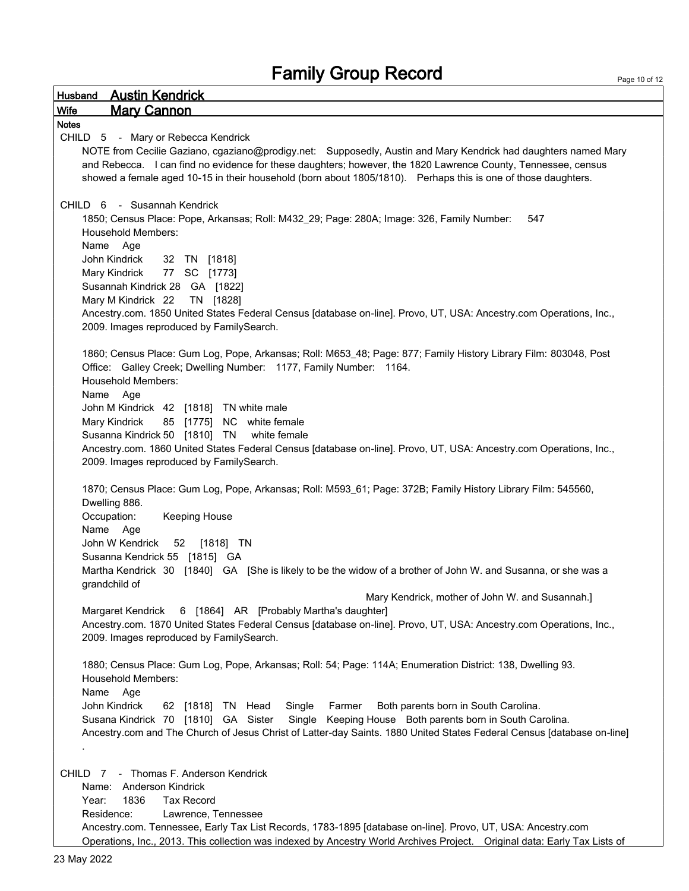# Family Group Record

**Husband** **Austin Kendrick**

**Wife** **Mary Cannon**

**Notes**

CHILD 5 - Mary or Rebecca Kendrick

NOTE from Cecilie Gaziano, cgaziano@prodigy.net: Supposedly, Austin and Mary Kendrick had daughters named Mary and Rebecca. I can find no evidence for these daughters; however, the 1820 Lawrence County, Tennessee, census showed a female aged 10-15 in their household (born about 1805/1810). Perhaps this is one of those daughters.

CHILD 6 - Susannah Kendrick

1850; Census Place: Pope, Arkansas; Roll: M432_29; Page: 280A; Image: 326, Family Number: 547
Household Members:
Name Age
John Kindrick 32 TN [1818]
Mary Kindrick 77 SC [1773]
Susannah Kindrick 28 GA [1822]
Mary M Kindrick 22 TN [1828]
Ancestry.com. 1850 United States Federal Census [database on-line]. Provo, UT, USA: Ancestry.com Operations, Inc., 2009. Images reproduced by FamilySearch.

1860; Census Place: Gum Log, Pope, Arkansas; Roll: M653_48; Page: 877; Family History Library Film: 803048, Post Office: Galley Creek; Dwelling Number: 1177, Family Number: 1164.
Household Members:
Name Age
John M Kindrick 42 [1818] TN white male
Mary Kindrick 85 [1775] NC white female
Susanna Kindrick 50 [1810] TN white female
Ancestry.com. 1860 United States Federal Census [database on-line]. Provo, UT, USA: Ancestry.com Operations, Inc., 2009. Images reproduced by FamilySearch.

1870; Census Place: Gum Log, Pope, Arkansas; Roll: M593_61; Page: 372B; Family History Library Film: 545560, Dwelling 886.
Occupation: Keeping House
Name Age
John W Kendrick 52 [1818] TN
Susanna Kendrick 55 [1815] GA
Martha Kendrick 30 [1840] GA [She is likely to be the widow of a brother of John W. and Susanna, or she was a grandchild of Mary Kendrick, mother of John W. and Susannah.]
Margaret Kendrick 6 [1864] AR [Probably Martha's daughter]
Ancestry.com. 1870 United States Federal Census [database on-line]. Provo, UT, USA: Ancestry.com Operations, Inc., 2009. Images reproduced by FamilySearch.

1880; Census Place: Gum Log, Pope, Arkansas; Roll: 54; Page: 114A; Enumeration District: 138, Dwelling 93.
Household Members:
Name Age
John Kindrick 62 [1818] TN Head Single Farmer Both parents born in South Carolina.
Susana Kindrick 70 [1810] GA Sister Single Keeping House Both parents born in South Carolina.
Ancestry.com and The Church of Jesus Christ of Latter-day Saints. 1880 United States Federal Census [database on-line].

CHILD 7 - Thomas F. Anderson Kendrick

Name: Anderson Kindrick
Year: 1836 Tax Record
Residence: Lawrence, Tennessee
Ancestry.com. Tennessee, Early Tax List Records, 1783-1895 [database on-line]. Provo, UT, USA: Ancestry.com Operations, Inc., 2013. This collection was indexed by Ancestry World Archives Project. Original data: Early Tax Lists of

23 May 2022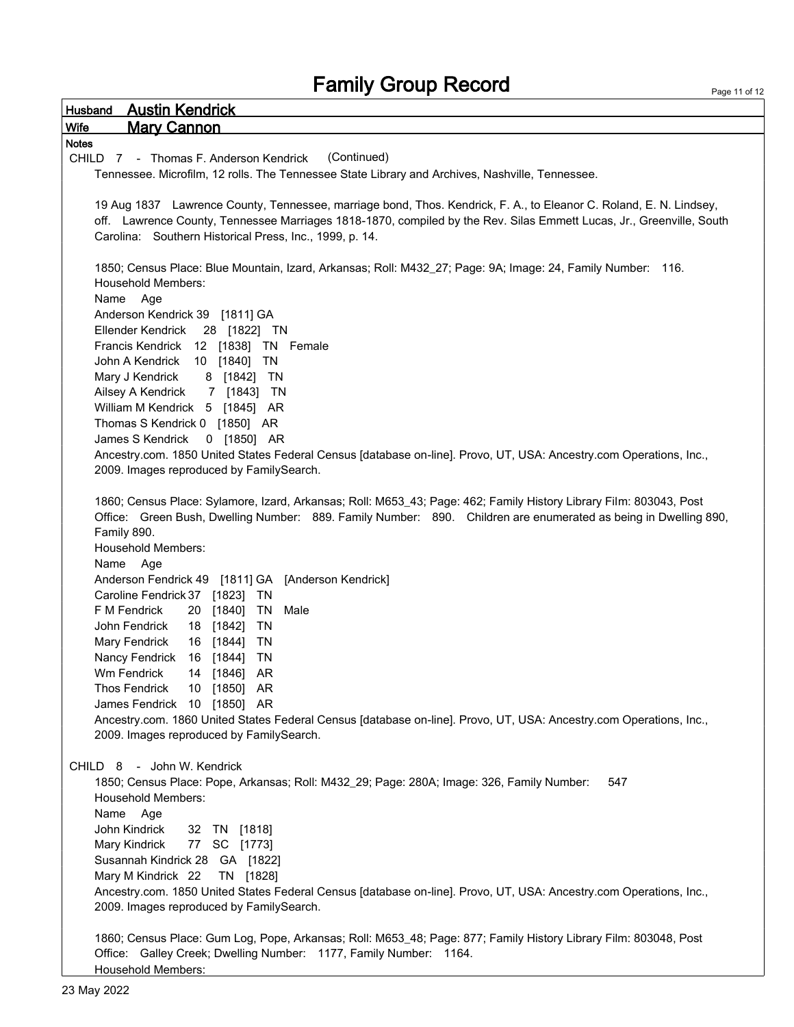# Family Group Record

**Husband** **Austin Kendrick**

**Wife** **Mary Cannon**

**Notes**

CHILD 7 - Thomas F. Anderson Kendrick (Continued)

Tennessee. Microfilm, 12 rolls. The Tennessee State Library and Archives, Nashville, Tennessee.

19 Aug 1837 Lawrence County, Tennessee, marriage bond, Thos. Kendrick, F. A., to Eleanor C. Roland, E. N. Lindsey, off. Lawrence County, Tennessee Marriages 1818-1870, compiled by the Rev. Silas Emmett Lucas, Jr., Greenville, South Carolina: Southern Historical Press, Inc., 1999, p. 14.

1850; Census Place: Blue Mountain, Izard, Arkansas; Roll: M432_27; Page: 9A; Image: 24, Family Number: 116.
Household Members:
Name Age
Anderson Kendrick 39 [1811] GA
Ellender Kendrick 28 [1822] TN
Francis Kendrick 12 [1838] TN Female
John A Kendrick 10 [1840] TN
Mary J Kendrick 8 [1842] TN
Ailsey A Kendrick 7 [1843] TN
William M Kendrick 5 [1845] AR
Thomas S Kendrick 0 [1850] AR
James S Kendrick 0 [1850] AR
Ancestry.com. 1850 United States Federal Census [database on-line]. Provo, UT, USA: Ancestry.com Operations, Inc., 2009. Images reproduced by FamilySearch.

1860; Census Place: Sylamore, Izard, Arkansas; Roll: M653_43; Page: 462; Family History Library Film: 803043, Post Office: Green Bush, Dwelling Number: 889. Family Number: 890. Children are enumerated as being in Dwelling 890, Family 890.
Household Members:
Name Age
Anderson Fendrick 49 [1811] GA [Anderson Kendrick]
Caroline Fendrick 37 [1823] TN
F M Fendrick 20 [1840] TN Male
John Fendrick 18 [1842] TN
Mary Fendrick 16 [1844] TN
Nancy Fendrick 16 [1844] TN
Wm Fendrick 14 [1846] AR
Thos Fendrick 10 [1850] AR
James Fendrick 10 [1850] AR
Ancestry.com. 1860 United States Federal Census [database on-line]. Provo, UT, USA: Ancestry.com Operations, Inc., 2009. Images reproduced by FamilySearch.

CHILD 8 - John W. Kendrick

1850; Census Place: Pope, Arkansas; Roll: M432_29; Page: 280A; Image: 326, Family Number: 547
Household Members:
Name Age
John Kindrick 32 TN [1818]
Mary Kindrick 77 SC [1773]
Susannah Kindrick 28 GA [1822]
Mary M Kindrick 22 TN [1828]
Ancestry.com. 1850 United States Federal Census [database on-line]. Provo, UT, USA: Ancestry.com Operations, Inc., 2009. Images reproduced by FamilySearch.

1860; Census Place: Gum Log, Pope, Arkansas; Roll: M653_48; Page: 877; Family History Library Film: 803048, Post Office: Galley Creek; Dwelling Number: 1177, Family Number: 1164.
Household Members: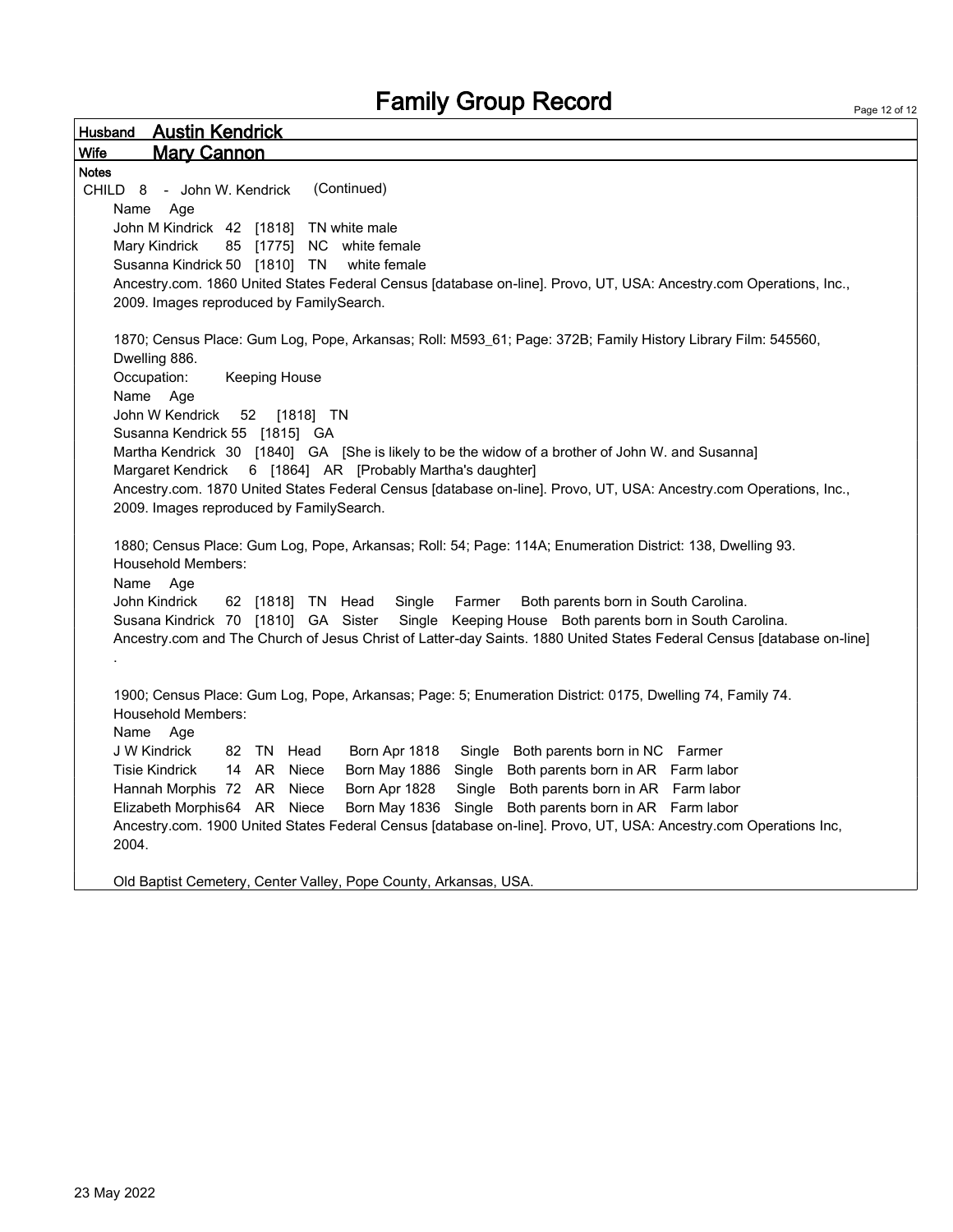# Family Group Record

**Husband** **Austin Kendrick**

**Wife** **Mary Cannon**

**Notes**

CHILD 8 - John W. Kendrick (Continued)

Name Age

John M Kindrick 42 [1818] TN white male

Mary Kindrick 85 [1775] NC white female

Susanna Kindrick 50 [1810] TN white female

Ancestry.com. 1860 United States Federal Census [database on-line]. Provo, UT, USA: Ancestry.com Operations, Inc., 2009. Images reproduced by FamilySearch.

1870; Census Place: Gum Log, Pope, Arkansas; Roll: M593_61; Page: 372B; Family History Library Film: 545560, Dwelling 886.

Occupation: Keeping House

Name Age

John W Kendrick 52 [1818] TN

Susanna Kendrick 55 [1815] GA

Martha Kendrick 30 [1840] GA [She is likely to be the widow of a brother of John W. and Susanna]

Margaret Kendrick 6 [1864] AR [Probably Martha's daughter]

Ancestry.com. 1870 United States Federal Census [database on-line]. Provo, UT, USA: Ancestry.com Operations, Inc., 2009. Images reproduced by FamilySearch.

1880; Census Place: Gum Log, Pope, Arkansas; Roll: 54; Page: 114A; Enumeration District: 138, Dwelling 93.

Household Members:

Name Age

John Kindrick 62 [1818] TN Head Single Farmer Both parents born in South Carolina.

Susana Kindrick 70 [1810] GA Sister Single Keeping House Both parents born in South Carolina.

Ancestry.com and The Church of Jesus Christ of Latter-day Saints. 1880 United States Federal Census [database on-line] .

1900; Census Place: Gum Log, Pope, Arkansas; Page: 5; Enumeration District: 0175, Dwelling 74, Family 74.

Household Members:

Name Age

J W Kindrick 82 TN Head Born Apr 1818 Single Both parents born in NC Farmer

Tisie Kindrick 14 AR Niece Born May 1886 Single Both parents born in AR Farm labor

Hannah Morphis 72 AR Niece Born Apr 1828 Single Both parents born in AR Farm labor

Elizabeth Morphis 64 AR Niece Born May 1836 Single Both parents born in AR Farm labor

Ancestry.com. 1900 United States Federal Census [database on-line]. Provo, UT, USA: Ancestry.com Operations Inc, 2004.

Old Baptist Cemetery, Center Valley, Pope County, Arkansas, USA.

23 May 2022